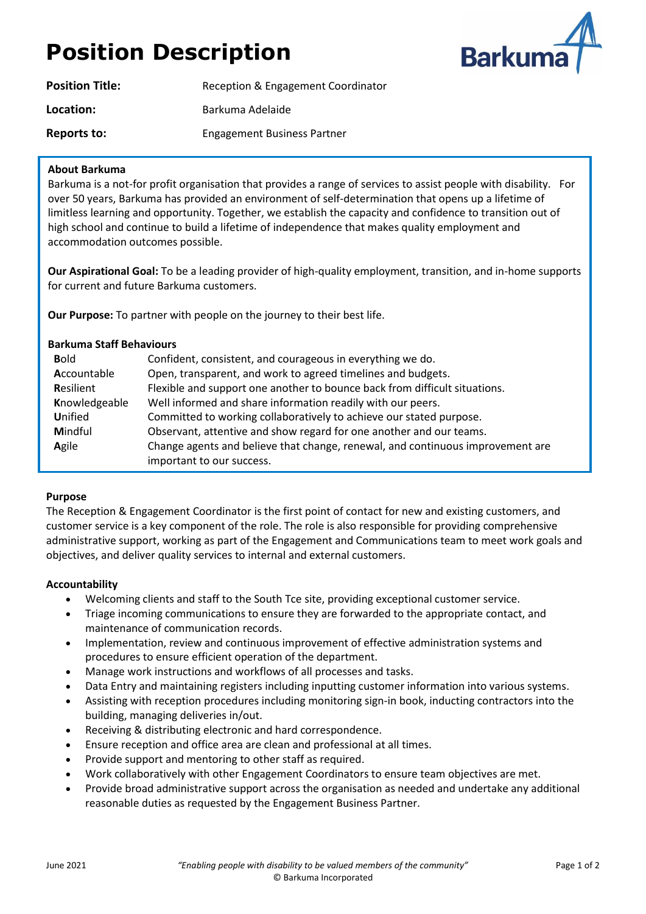# Position Description

| | |
|---|---|
| **Position Title:** | Reception & Engagement Coordinator |
| **Location:** | Barkuma Adelaide |
| **Reports to:** | Engagement Business Partner |

**About Barkuma**

Barkuma is a not-for profit organisation that provides a range of services to assist people with disability. For over 50 years, Barkuma has provided an environment of self-determination that opens up a lifetime of limitless learning and opportunity. Together, we establish the capacity and confidence to transition out of high school and continue to build a lifetime of independence that makes quality employment and accommodation outcomes possible.

**Our Aspirational Goal:** To be a leading provider of high-quality employment, transition, and in-home supports for current and future Barkuma customers.

**Our Purpose:** To partner with people on the journey to their best life.

**Barkuma Staff Behaviours**

| | |
|---|---|
| **B**old | Confident, consistent, and courageous in everything we do. |
| **A**ccountable | Open, transparent, and work to agreed timelines and budgets. |
| **R**esilient | Flexible and support one another to bounce back from difficult situations. |
| **K**nowledgeable | Well informed and share information readily with our peers. |
| **U**nified | Committed to working collaboratively to achieve our stated purpose. |
| **M**indful | Observant, attentive and show regard for one another and our teams. |
| **A**gile | Change agents and believe that change, renewal, and continuous improvement are important to our success. |

**Purpose**

The Reception & Engagement Coordinator is the first point of contact for new and existing customers, and customer service is a key component of the role. The role is also responsible for providing comprehensive administrative support, working as part of the Engagement and Communications team to meet work goals and objectives, and deliver quality services to internal and external customers.

**Accountability**

- Welcoming clients and staff to the South Tce site, providing exceptional customer service.
- Triage incoming communications to ensure they are forwarded to the appropriate contact, and maintenance of communication records.
- Implementation, review and continuous improvement of effective administration systems and procedures to ensure efficient operation of the department.
- Manage work instructions and workflows of all processes and tasks.
- Data Entry and maintaining registers including inputting customer information into various systems.
- Assisting with reception procedures including monitoring sign-in book, inducting contractors into the building, managing deliveries in/out.
- Receiving & distributing electronic and hard correspondence.
- Ensure reception and office area are clean and professional at all times.
- Provide support and mentoring to other staff as required.
- Work collaboratively with other Engagement Coordinators to ensure team objectives are met.
- Provide broad administrative support across the organisation as needed and undertake any additional reasonable duties as requested by the Engagement Business Partner.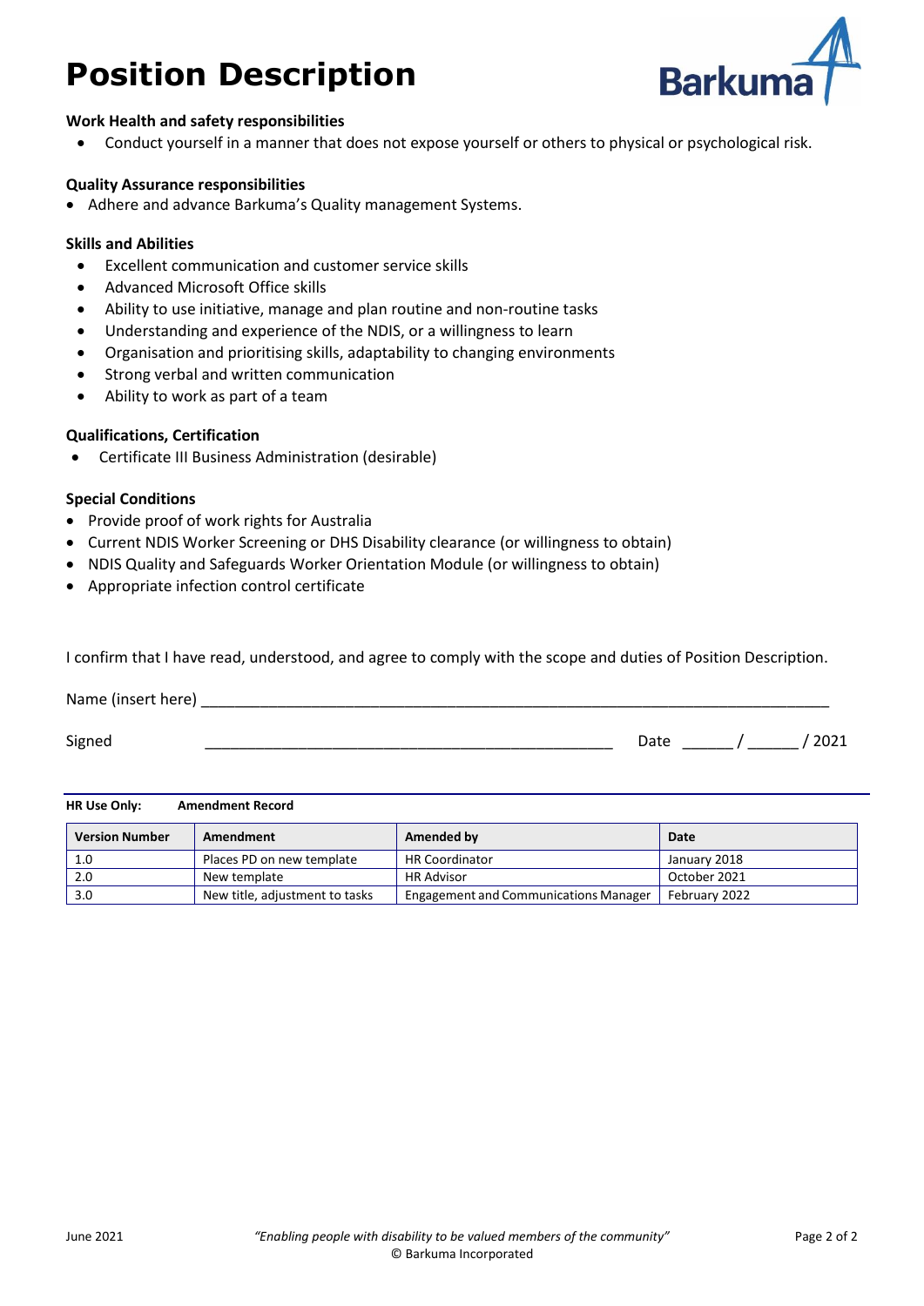# Position Description

**Work Health and safety responsibilities**

- Conduct yourself in a manner that does not expose yourself or others to physical or psychological risk.

**Quality Assurance responsibilities**

- Adhere and advance Barkuma's Quality management Systems.

**Skills and Abilities**

- Excellent communication and customer service skills
- Advanced Microsoft Office skills
- Ability to use initiative, manage and plan routine and non-routine tasks
- Understanding and experience of the NDIS, or a willingness to learn
- Organisation and prioritising skills, adaptability to changing environments
- Strong verbal and written communication
- Ability to work as part of a team

**Qualifications, Certification**

- Certificate III Business Administration (desirable)

**Special Conditions**

- Provide proof of work rights for Australia
- Current NDIS Worker Screening or DHS Disability clearance (or willingness to obtain)
- NDIS Quality and Safeguards Worker Orientation Module (or willingness to obtain)
- Appropriate infection control certificate

I confirm that I have read, understood, and agree to comply with the scope and duties of Position Description.

Name (insert here) ___________________________________________________________________________

Signed ________________________________________________ Date ______ / ______ / 2021

**HR Use Only: Amendment Record**

| Version Number | Amendment | Amended by | Date |
|---|---|---|---|
| 1.0 | Places PD on new template | HR Coordinator | January 2018 |
| 2.0 | New template | HR Advisor | October 2021 |
| 3.0 | New title, adjustment to tasks | Engagement and Communications Manager | February 2022 |

June 2021

*"Enabling people with disability to be valued members of the community"*

© Barkuma Incorporated